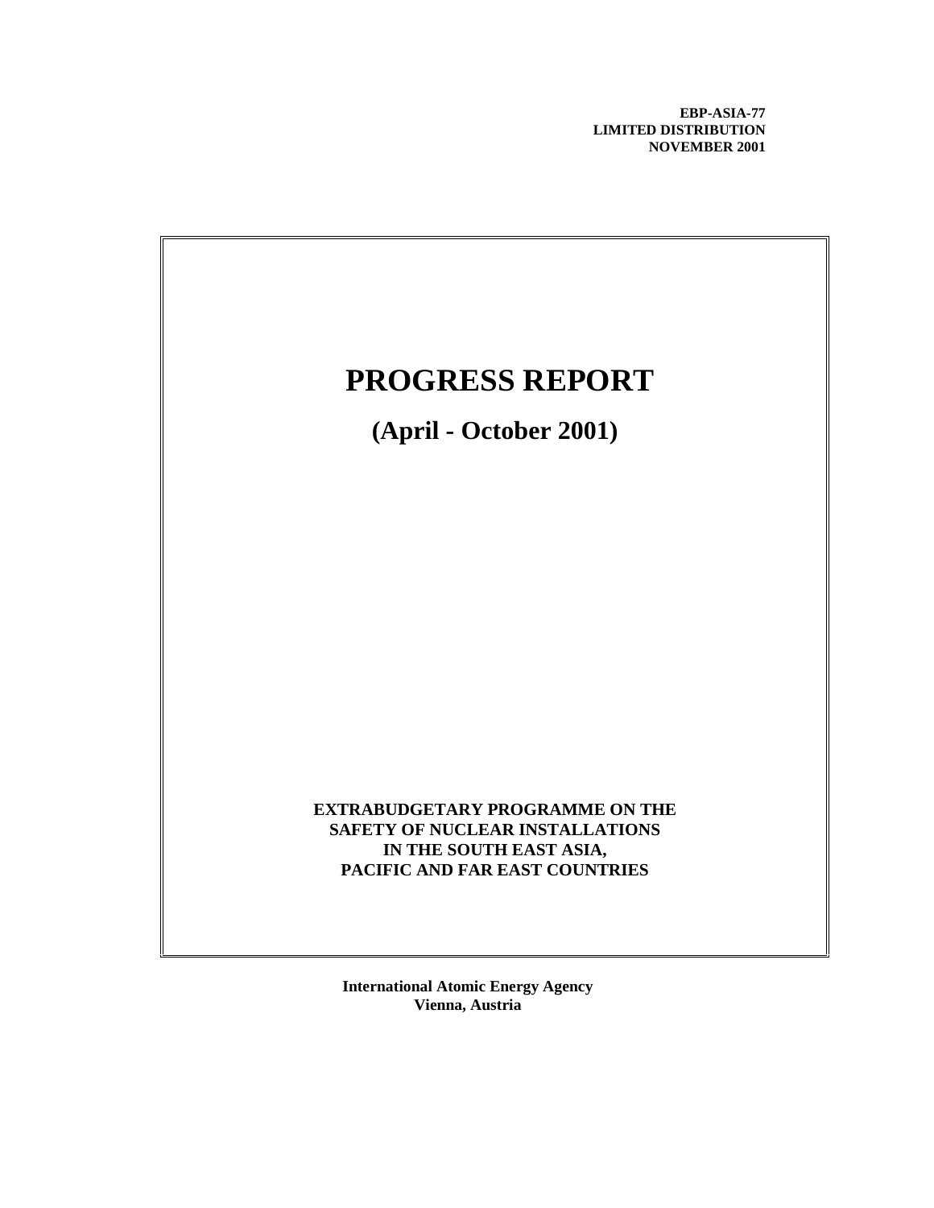**EBP-ASIA-77**
**LIMITED DISTRIBUTION**
**NOVEMBER 2001**

# PROGRESS REPORT

## (April - October 2001)

**EXTRABUDGETARY PROGRAMME ON THE SAFETY OF NUCLEAR INSTALLATIONS IN THE SOUTH EAST ASIA, PACIFIC AND FAR EAST COUNTRIES**

**International Atomic Energy Agency**
**Vienna, Austria**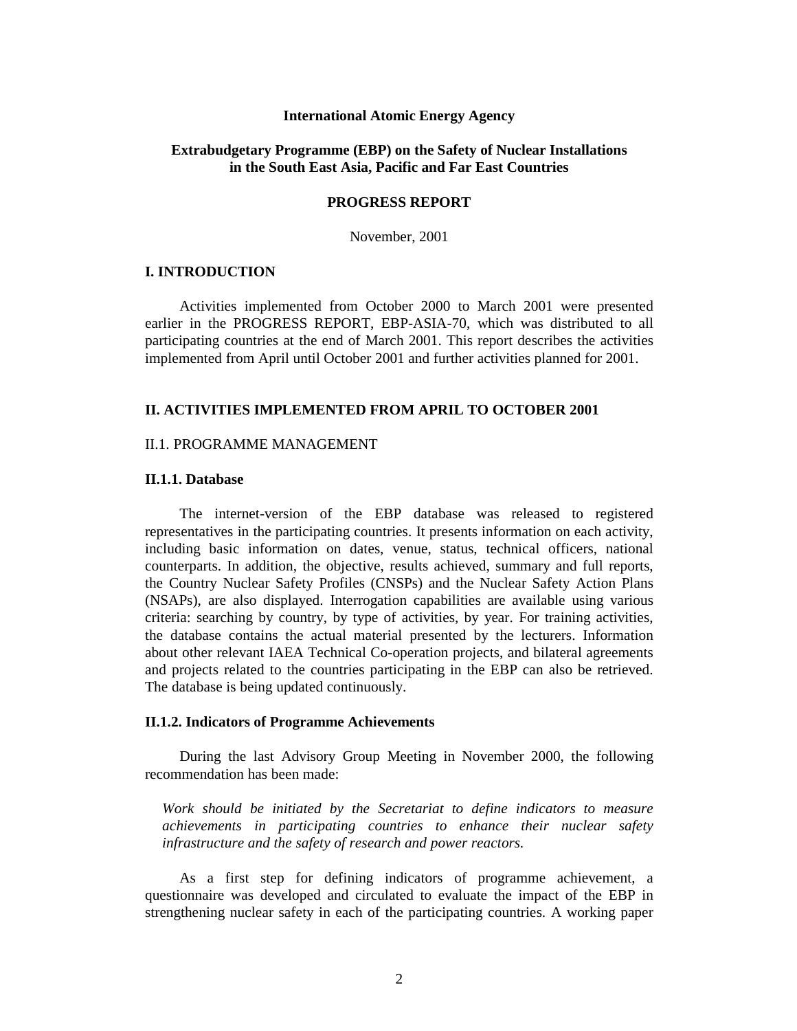**International Atomic Energy Agency**

**Extrabudgetary Programme (EBP) on the Safety of Nuclear Installations in the South East Asia, Pacific and Far East Countries**

**PROGRESS REPORT**

November, 2001

## I. INTRODUCTION

Activities implemented from October 2000 to March 2001 were presented earlier in the PROGRESS REPORT, EBP-ASIA-70, which was distributed to all participating countries at the end of March 2001. This report describes the activities implemented from April until October 2001 and further activities planned for 2001.

## II. ACTIVITIES IMPLEMENTED FROM APRIL TO OCTOBER 2001

### II.1. PROGRAMME MANAGEMENT

#### II.1.1. Database

The internet-version of the EBP database was released to registered representatives in the participating countries. It presents information on each activity, including basic information on dates, venue, status, technical officers, national counterparts. In addition, the objective, results achieved, summary and full reports, the Country Nuclear Safety Profiles (CNSPs) and the Nuclear Safety Action Plans (NSAPs), are also displayed. Interrogation capabilities are available using various criteria: searching by country, by type of activities, by year. For training activities, the database contains the actual material presented by the lecturers. Information about other relevant IAEA Technical Co-operation projects, and bilateral agreements and projects related to the countries participating in the EBP can also be retrieved. The database is being updated continuously.

#### II.1.2. Indicators of Programme Achievements

During the last Advisory Group Meeting in November 2000, the following recommendation has been made:

*Work should be initiated by the Secretariat to define indicators to measure achievements in participating countries to enhance their nuclear safety infrastructure and the safety of research and power reactors.*

As a first step for defining indicators of programme achievement, a questionnaire was developed and circulated to evaluate the impact of the EBP in strengthening nuclear safety in each of the participating countries. A working paper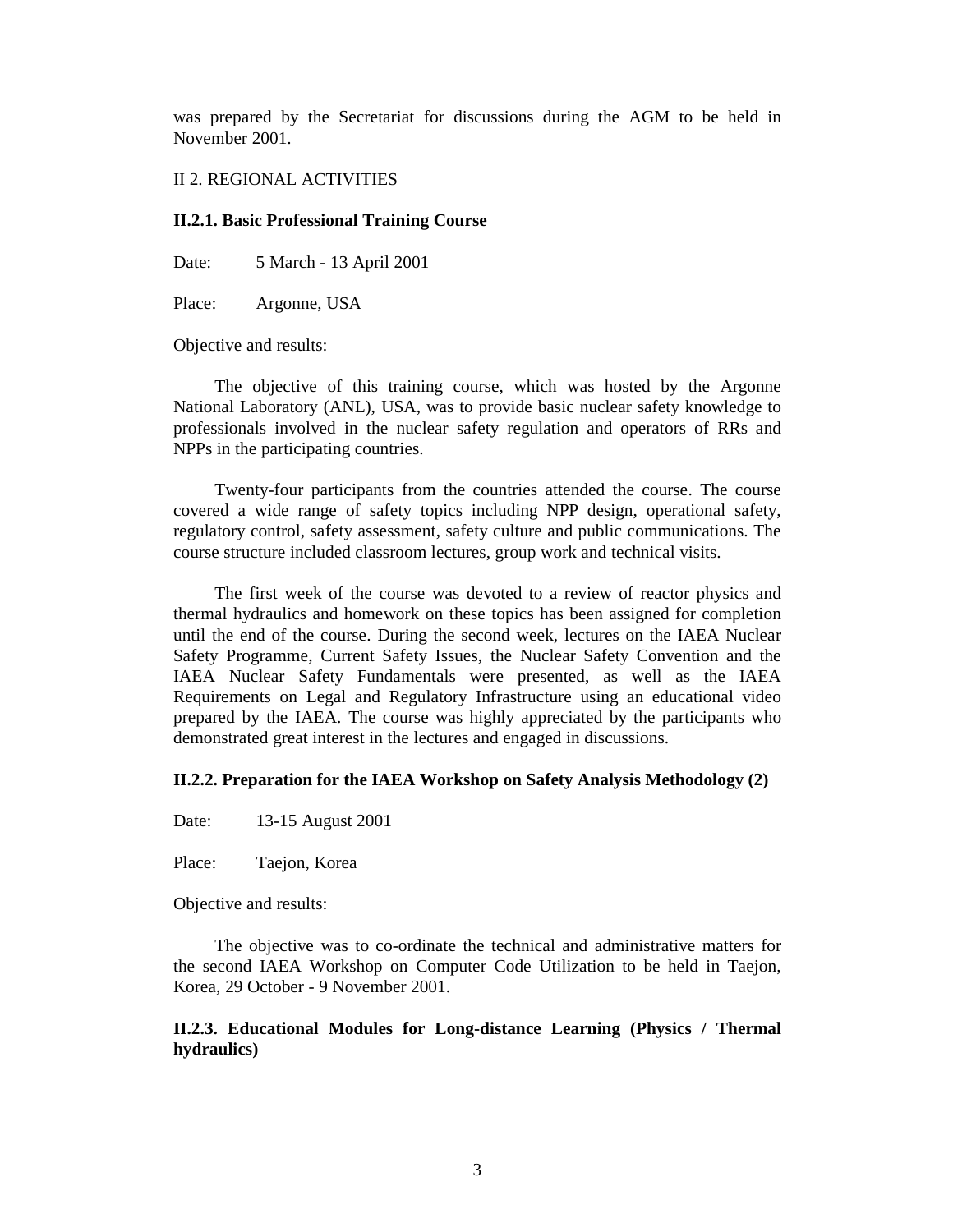was prepared by the Secretariat for discussions during the AGM to be held in November 2001.

## II 2. REGIONAL ACTIVITIES

### II.2.1. Basic Professional Training Course

Date: 5 March - 13 April 2001

Place: Argonne, USA

Objective and results:

The objective of this training course, which was hosted by the Argonne National Laboratory (ANL), USA, was to provide basic nuclear safety knowledge to professionals involved in the nuclear safety regulation and operators of RRs and NPPs in the participating countries.

Twenty-four participants from the countries attended the course. The course covered a wide range of safety topics including NPP design, operational safety, regulatory control, safety assessment, safety culture and public communications. The course structure included classroom lectures, group work and technical visits.

The first week of the course was devoted to a review of reactor physics and thermal hydraulics and homework on these topics has been assigned for completion until the end of the course. During the second week, lectures on the IAEA Nuclear Safety Programme, Current Safety Issues, the Nuclear Safety Convention and the IAEA Nuclear Safety Fundamentals were presented, as well as the IAEA Requirements on Legal and Regulatory Infrastructure using an educational video prepared by the IAEA. The course was highly appreciated by the participants who demonstrated great interest in the lectures and engaged in discussions.

### II.2.2. Preparation for the IAEA Workshop on Safety Analysis Methodology (2)

Date: 13-15 August 2001

Place: Taejon, Korea

Objective and results:

The objective was to co-ordinate the technical and administrative matters for the second IAEA Workshop on Computer Code Utilization to be held in Taejon, Korea, 29 October - 9 November 2001.

### II.2.3. Educational Modules for Long-distance Learning (Physics / Thermal hydraulics)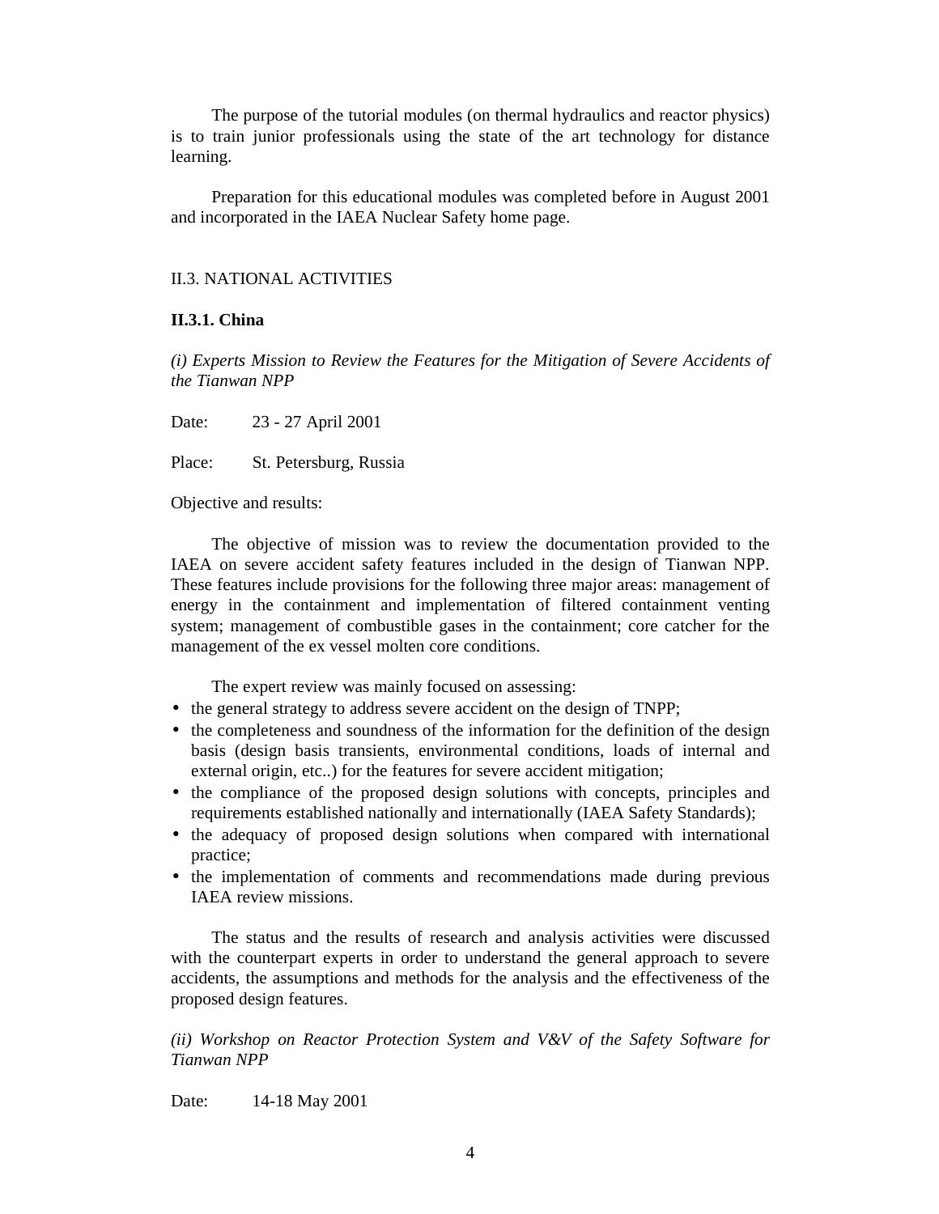The purpose of the tutorial modules (on thermal hydraulics and reactor physics) is to train junior professionals using the state of the art technology for distance learning.

Preparation for this educational modules was completed before in August 2001 and incorporated in the IAEA Nuclear Safety home page.

## II.3. NATIONAL ACTIVITIES

### II.3.1. China

*(i) Experts Mission to Review the Features for the Mitigation of Severe Accidents of the Tianwan NPP*

Date: 23 - 27 April 2001

Place: St. Petersburg, Russia

Objective and results:

The objective of mission was to review the documentation provided to the IAEA on severe accident safety features included in the design of Tianwan NPP. These features include provisions for the following three major areas: management of energy in the containment and implementation of filtered containment venting system; management of combustible gases in the containment; core catcher for the management of the ex vessel molten core conditions.

The expert review was mainly focused on assessing:

- the general strategy to address severe accident on the design of TNPP;
- the completeness and soundness of the information for the definition of the design basis (design basis transients, environmental conditions, loads of internal and external origin, etc..) for the features for severe accident mitigation;
- the compliance of the proposed design solutions with concepts, principles and requirements established nationally and internationally (IAEA Safety Standards);
- the adequacy of proposed design solutions when compared with international practice;
- the implementation of comments and recommendations made during previous IAEA review missions.

The status and the results of research and analysis activities were discussed with the counterpart experts in order to understand the general approach to severe accidents, the assumptions and methods for the analysis and the effectiveness of the proposed design features.

*(ii) Workshop on Reactor Protection System and V&V of the Safety Software for Tianwan NPP*

Date: 14-18 May 2001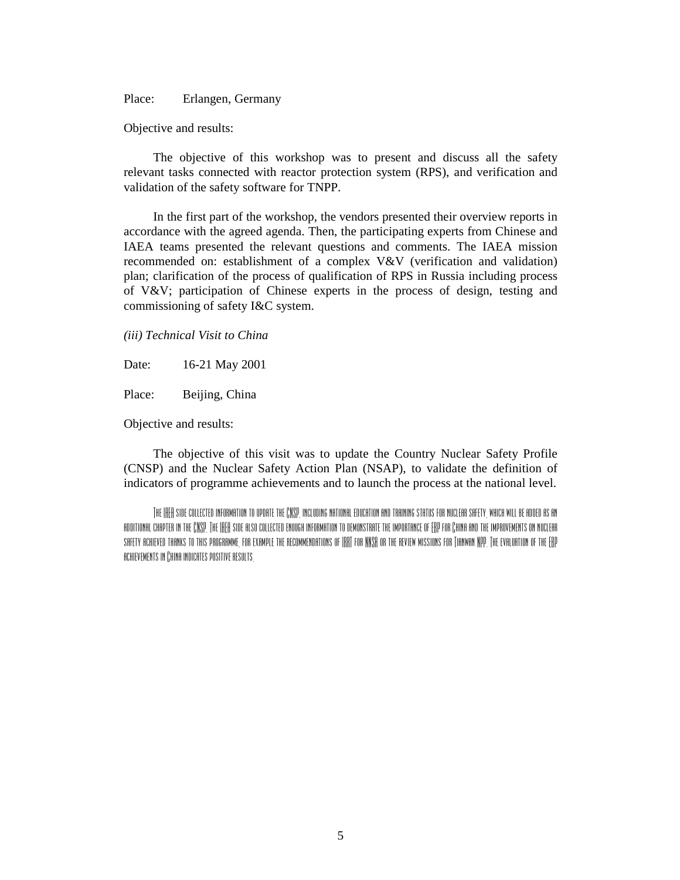Place: Erlangen, Germany

Objective and results:

The objective of this workshop was to present and discuss all the safety relevant tasks connected with reactor protection system (RPS), and verification and validation of the safety software for TNPP.

In the first part of the workshop, the vendors presented their overview reports in accordance with the agreed agenda. Then, the participating experts from Chinese and IAEA teams presented the relevant questions and comments. The IAEA mission recommended on: establishment of a complex V&V (verification and validation) plan; clarification of the process of qualification of RPS in Russia including process of V&V; participation of Chinese experts in the process of design, testing and commissioning of safety I&C system.

*(iii) Technical Visit to China*

Date: 16-21 May 2001

Place: Beijing, China

Objective and results:

The objective of this visit was to update the Country Nuclear Safety Profile (CNSP) and the Nuclear Safety Action Plan (NSAP), to validate the definition of indicators of programme achievements and to launch the process at the national level.

The IAEA side collected information to update the CNSP, including national education and training status for nuclear safety, which will be added as an additional chapter in the CNSP. The IAEA side also collected enough information to demonstrate the importance of EBP for China and the improvements on nuclear safety achieved thanks to this programme, for example the recommendations of IRRT for NNSA or the review missions for Tianwan NPP. The evaluation of the EBP achievements in China indicates positive results.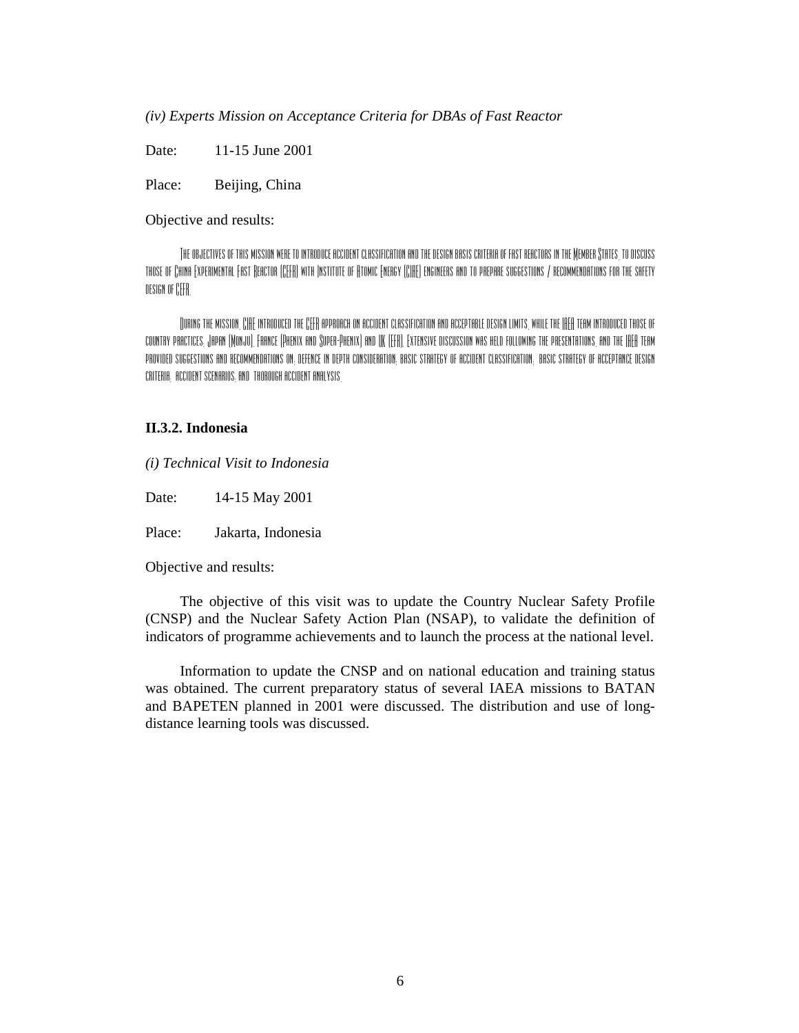*(iv) Experts Mission on Acceptance Criteria for DBAs of Fast Reactor*

Date: 11-15 June 2001

Place: Beijing, China

Objective and results:

The objectives of this mission were to introduce accident classification and the design basis criteria of fast reactors in the Member States, to discuss those of China Experimental Fast Reactor (CEFR) with Institute of Atomic Energy (CIAE) engineers and to prepare suggestions / recommendations for the safety design of CEFR.

During the mission, CIAE introduced the CEFR approach on accident classification and acceptable design limits, while the IAEA team introduced those of country practices: Japan (Monju), France (Phenix and Super-Phenix) and UK (EFR). Extensive discussion was held following the presentations, and the IAEA team provided suggestions and recommendations on: defence in depth consideration; basic strategy of accident classification; basic strategy of acceptance design criteria; accident scenarios; and thorough accident analysis.

### II.3.2. Indonesia

*(i) Technical Visit to Indonesia*

Date: 14-15 May 2001

Place: Jakarta, Indonesia

Objective and results:

The objective of this visit was to update the Country Nuclear Safety Profile (CNSP) and the Nuclear Safety Action Plan (NSAP), to validate the definition of indicators of programme achievements and to launch the process at the national level.

Information to update the CNSP and on national education and training status was obtained. The current preparatory status of several IAEA missions to BATAN and BAPETEN planned in 2001 were discussed. The distribution and use of long-distance learning tools was discussed.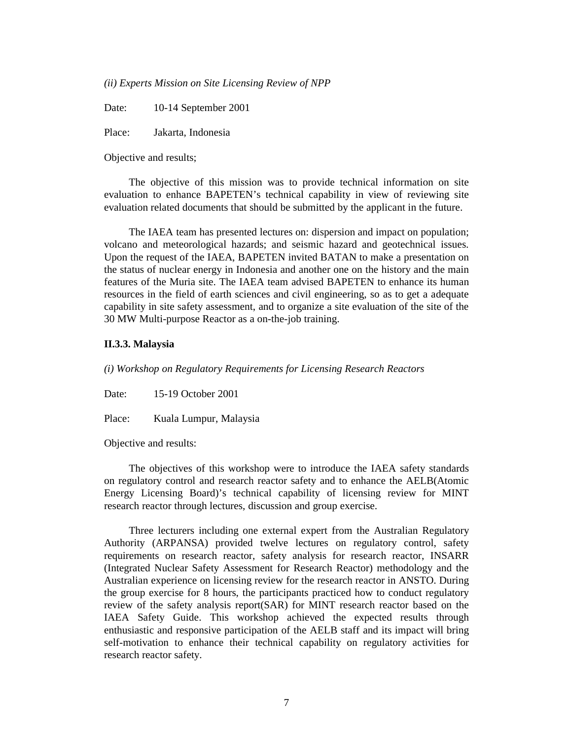*(ii) Experts Mission on Site Licensing Review of NPP*

Date: 10-14 September 2001

Place: Jakarta, Indonesia

Objective and results;

The objective of this mission was to provide technical information on site evaluation to enhance BAPETEN's technical capability in view of reviewing site evaluation related documents that should be submitted by the applicant in the future.

The IAEA team has presented lectures on: dispersion and impact on population; volcano and meteorological hazards; and seismic hazard and geotechnical issues. Upon the request of the IAEA, BAPETEN invited BATAN to make a presentation on the status of nuclear energy in Indonesia and another one on the history and the main features of the Muria site. The IAEA team advised BAPETEN to enhance its human resources in the field of earth sciences and civil engineering, so as to get a adequate capability in site safety assessment, and to organize a site evaluation of the site of the 30 MW Multi-purpose Reactor as a on-the-job training.

### II.3.3. Malaysia

*(i) Workshop on Regulatory Requirements for Licensing Research Reactors*

Date: 15-19 October 2001

Place: Kuala Lumpur, Malaysia

Objective and results:

The objectives of this workshop were to introduce the IAEA safety standards on regulatory control and research reactor safety and to enhance the AELB(Atomic Energy Licensing Board)'s technical capability of licensing review for MINT research reactor through lectures, discussion and group exercise.

Three lecturers including one external expert from the Australian Regulatory Authority (ARPANSA) provided twelve lectures on regulatory control, safety requirements on research reactor, safety analysis for research reactor, INSARR (Integrated Nuclear Safety Assessment for Research Reactor) methodology and the Australian experience on licensing review for the research reactor in ANSTO. During the group exercise for 8 hours, the participants practiced how to conduct regulatory review of the safety analysis report(SAR) for MINT research reactor based on the IAEA Safety Guide. This workshop achieved the expected results through enthusiastic and responsive participation of the AELB staff and its impact will bring self-motivation to enhance their technical capability on regulatory activities for research reactor safety.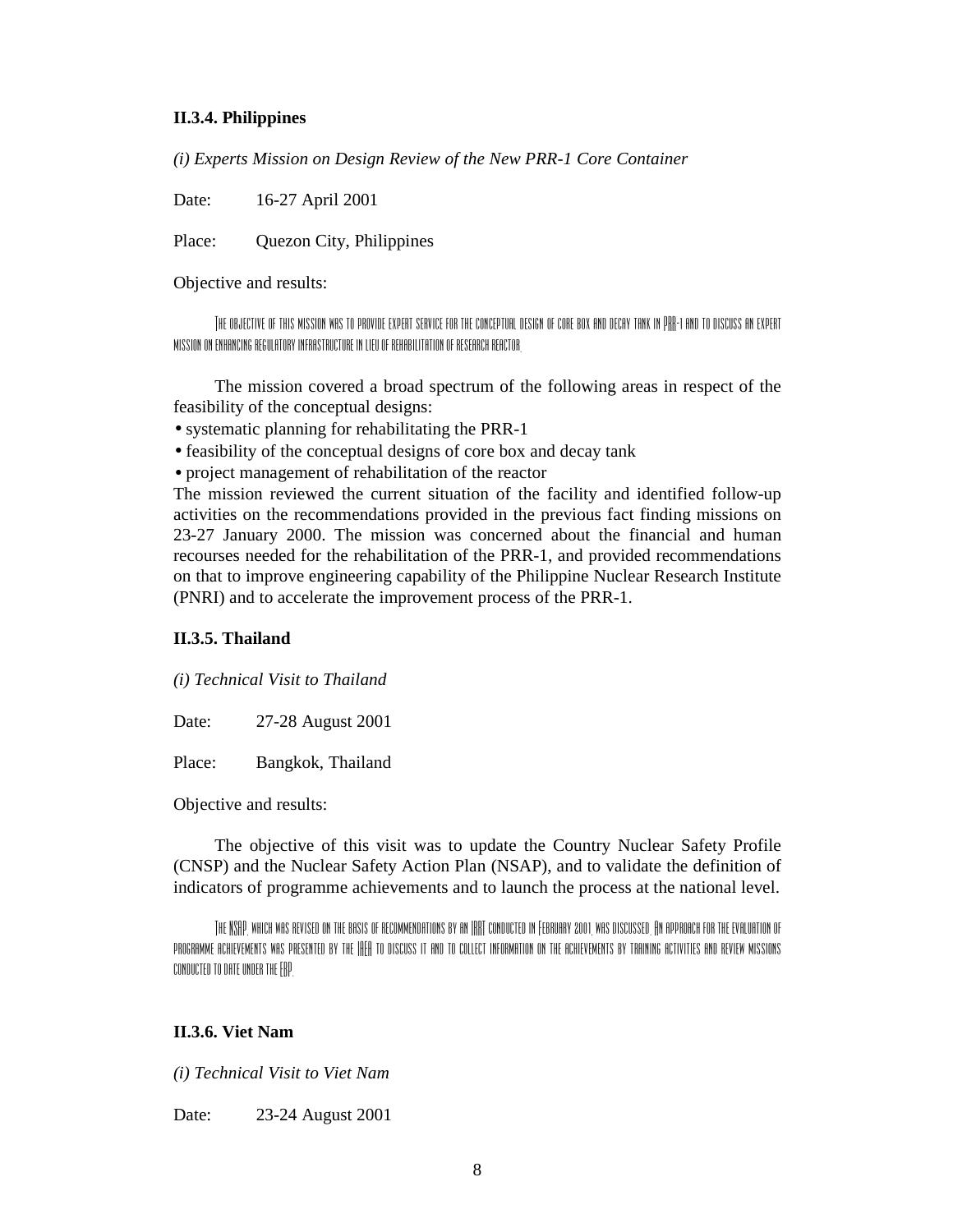### II.3.4. Philippines

*(i) Experts Mission on Design Review of the New PRR-1 Core Container*

Date: 16-27 April 2001

Place: Quezon City, Philippines

Objective and results:

The objective of this mission was to provide expert service for the conceptual design of core box and decay tank in PRR-1 and to discuss an expert mission on enhancing regulatory infrastructure in lieu of rehabilitation of research reactor.

The mission covered a broad spectrum of the following areas in respect of the feasibility of the conceptual designs:

- systematic planning for rehabilitating the PRR-1
- feasibility of the conceptual designs of core box and decay tank
- project management of rehabilitation of the reactor

The mission reviewed the current situation of the facility and identified follow-up activities on the recommendations provided in the previous fact finding missions on 23-27 January 2000. The mission was concerned about the financial and human recourses needed for the rehabilitation of the PRR-1, and provided recommendations on that to improve engineering capability of the Philippine Nuclear Research Institute (PNRI) and to accelerate the improvement process of the PRR-1.

### II.3.5. Thailand

*(i) Technical Visit to Thailand*

Date: 27-28 August 2001

Place: Bangkok, Thailand

Objective and results:

The objective of this visit was to update the Country Nuclear Safety Profile (CNSP) and the Nuclear Safety Action Plan (NSAP), and to validate the definition of indicators of programme achievements and to launch the process at the national level.

The NSAP, which was revised on the basis of recommendations by an IRRT conducted in February 2001, was discussed. An approach for the evaluation of programme achievements was presented by the IAEA to discuss it and to collect information on the achievements by training activities and review missions conducted to date under the EBP.

### II.3.6. Viet Nam

*(i) Technical Visit to Viet Nam*

Date: 23-24 August 2001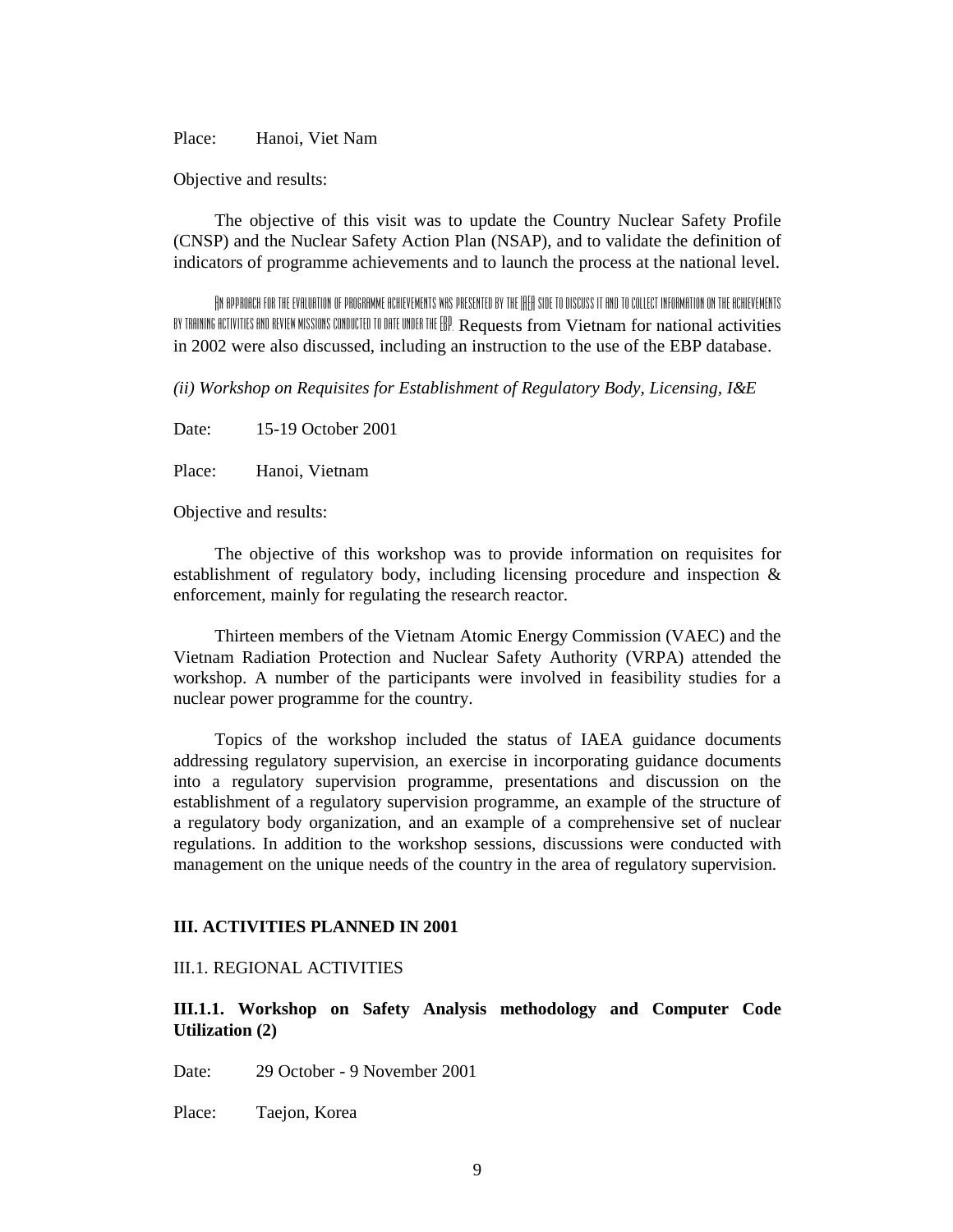Place: Hanoi, Viet Nam

Objective and results:

The objective of this visit was to update the Country Nuclear Safety Profile (CNSP) and the Nuclear Safety Action Plan (NSAP), and to validate the definition of indicators of programme achievements and to launch the process at the national level.

An approach for the evaluation of programme achievements was presented by the IAEA side to discuss it and to collect information on the achievements by training activities and review missions conducted to date under the EBP. Requests from Vietnam for national activities in 2002 were also discussed, including an instruction to the use of the EBP database.

*(ii) Workshop on Requisites for Establishment of Regulatory Body, Licensing, I&E*

Date: 15-19 October 2001

Place: Hanoi, Vietnam

Objective and results:

The objective of this workshop was to provide information on requisites for establishment of regulatory body, including licensing procedure and inspection & enforcement, mainly for regulating the research reactor.

Thirteen members of the Vietnam Atomic Energy Commission (VAEC) and the Vietnam Radiation Protection and Nuclear Safety Authority (VRPA) attended the workshop. A number of the participants were involved in feasibility studies for a nuclear power programme for the country.

Topics of the workshop included the status of IAEA guidance documents addressing regulatory supervision, an exercise in incorporating guidance documents into a regulatory supervision programme, presentations and discussion on the establishment of a regulatory supervision programme, an example of the structure of a regulatory body organization, and an example of a comprehensive set of nuclear regulations. In addition to the workshop sessions, discussions were conducted with management on the unique needs of the country in the area of regulatory supervision.

## III. ACTIVITIES PLANNED IN 2001

### III.1. REGIONAL ACTIVITIES

#### III.1.1. Workshop on Safety Analysis methodology and Computer Code Utilization (2)

Date: 29 October - 9 November 2001

Place: Taejon, Korea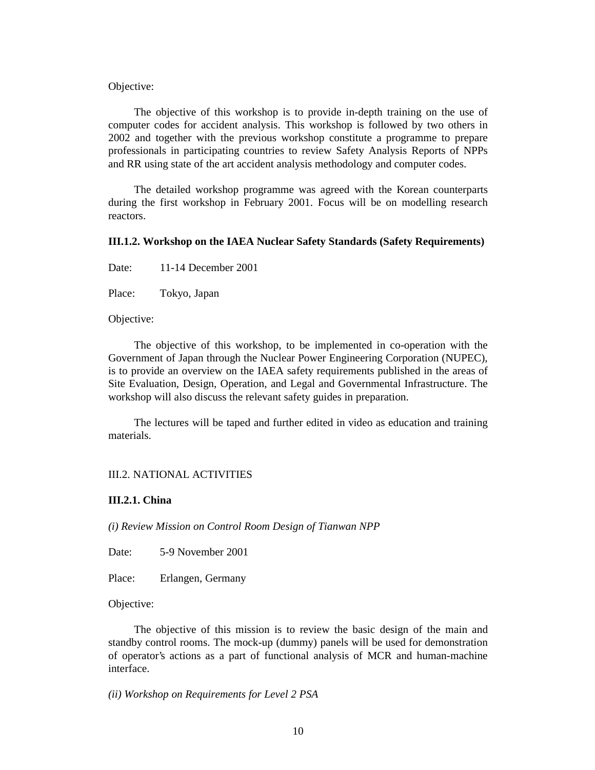Objective:

The objective of this workshop is to provide in-depth training on the use of computer codes for accident analysis. This workshop is followed by two others in 2002 and together with the previous workshop constitute a programme to prepare professionals in participating countries to review Safety Analysis Reports of NPPs and RR using state of the art accident analysis methodology and computer codes.

The detailed workshop programme was agreed with the Korean counterparts during the first workshop in February 2001. Focus will be on modelling research reactors.

### III.1.2. Workshop on the IAEA Nuclear Safety Standards (Safety Requirements)

Date: 11-14 December 2001

Place: Tokyo, Japan

Objective:

The objective of this workshop, to be implemented in co-operation with the Government of Japan through the Nuclear Power Engineering Corporation (NUPEC), is to provide an overview on the IAEA safety requirements published in the areas of Site Evaluation, Design, Operation, and Legal and Governmental Infrastructure. The workshop will also discuss the relevant safety guides in preparation.

The lectures will be taped and further edited in video as education and training materials.

## III.2. NATIONAL ACTIVITIES

### III.2.1. China

*(i) Review Mission on Control Room Design of Tianwan NPP*

Date: 5-9 November 2001

Place: Erlangen, Germany

Objective:

The objective of this mission is to review the basic design of the main and standby control rooms. The mock-up (dummy) panels will be used for demonstration of operator's actions as a part of functional analysis of MCR and human-machine interface.

*(ii) Workshop on Requirements for Level 2 PSA*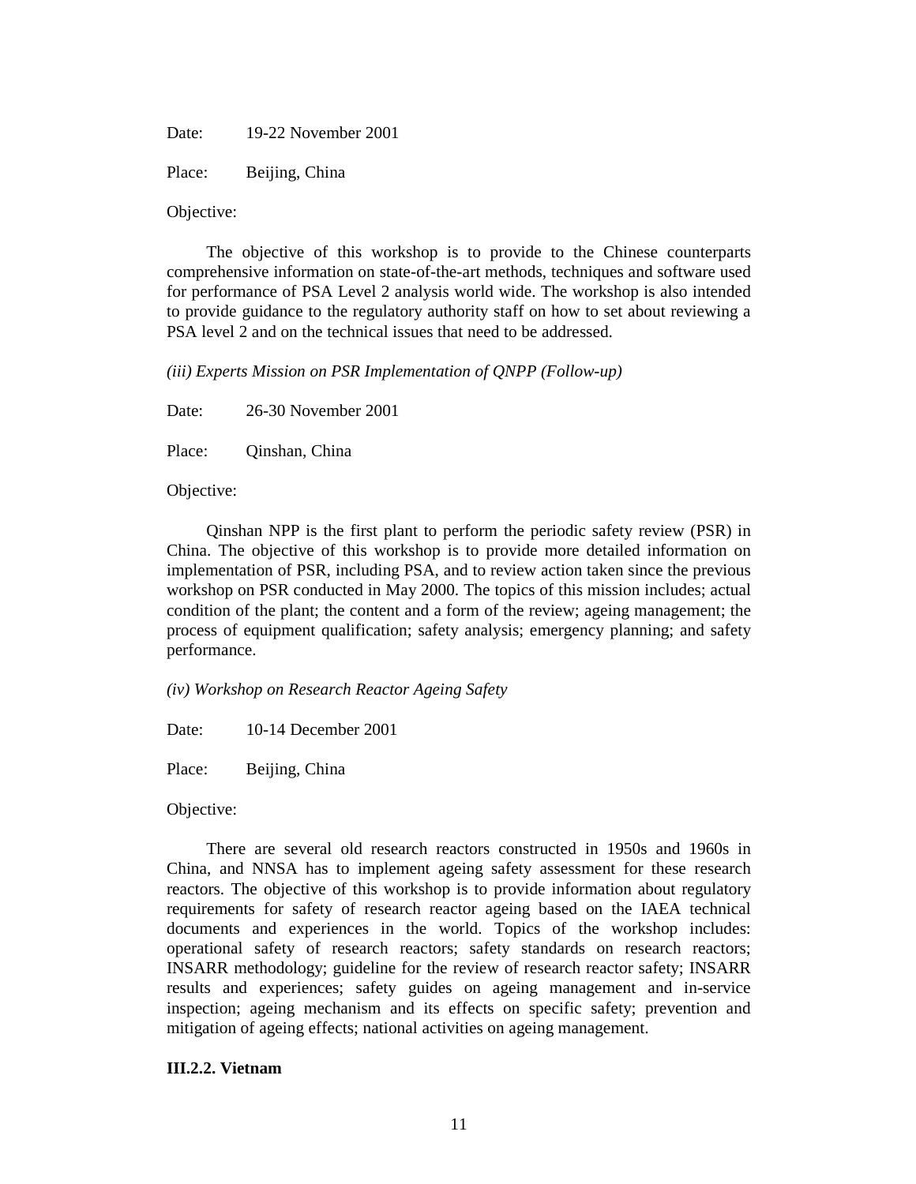Date: 19-22 November 2001

Place: Beijing, China

Objective:

The objective of this workshop is to provide to the Chinese counterparts comprehensive information on state-of-the-art methods, techniques and software used for performance of PSA Level 2 analysis world wide. The workshop is also intended to provide guidance to the regulatory authority staff on how to set about reviewing a PSA level 2 and on the technical issues that need to be addressed.

*(iii) Experts Mission on PSR Implementation of QNPP (Follow-up)*

Date: 26-30 November 2001

Place: Qinshan, China

Objective:

Qinshan NPP is the first plant to perform the periodic safety review (PSR) in China. The objective of this workshop is to provide more detailed information on implementation of PSR, including PSA, and to review action taken since the previous workshop on PSR conducted in May 2000. The topics of this mission includes; actual condition of the plant; the content and a form of the review; ageing management; the process of equipment qualification; safety analysis; emergency planning; and safety performance.

*(iv) Workshop on Research Reactor Ageing Safety*

Date: 10-14 December 2001

Place: Beijing, China

Objective:

There are several old research reactors constructed in 1950s and 1960s in China, and NNSA has to implement ageing safety assessment for these research reactors. The objective of this workshop is to provide information about regulatory requirements for safety of research reactor ageing based on the IAEA technical documents and experiences in the world. Topics of the workshop includes: operational safety of research reactors; safety standards on research reactors; INSARR methodology; guideline for the review of research reactor safety; INSARR results and experiences; safety guides on ageing management and in-service inspection; ageing mechanism and its effects on specific safety; prevention and mitigation of ageing effects; national activities on ageing management.

**III.2.2. Vietnam**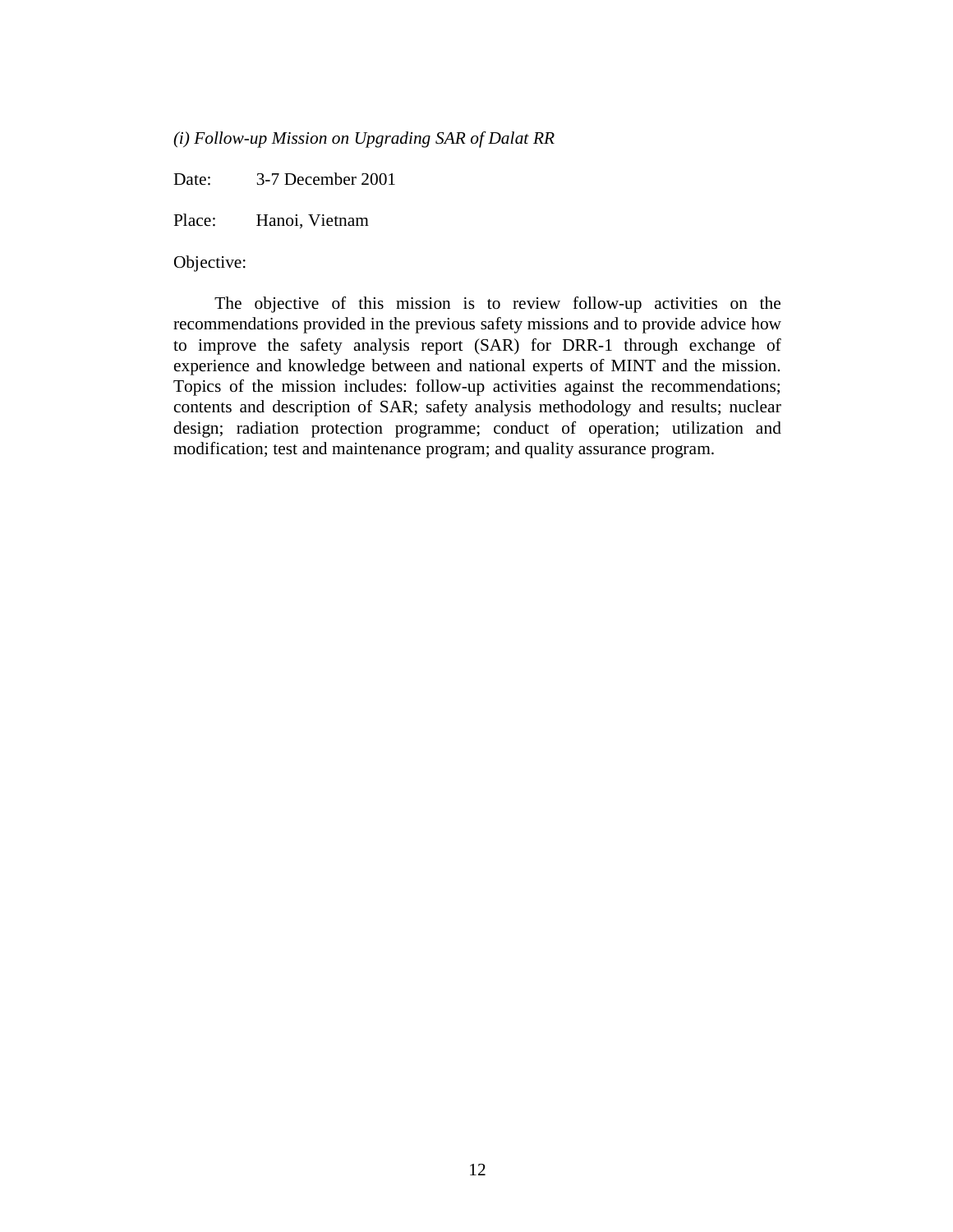*(i) Follow-up Mission on Upgrading SAR of Dalat RR*

Date: 3-7 December 2001

Place: Hanoi, Vietnam

Objective:

The objective of this mission is to review follow-up activities on the recommendations provided in the previous safety missions and to provide advice how to improve the safety analysis report (SAR) for DRR-1 through exchange of experience and knowledge between and national experts of MINT and the mission. Topics of the mission includes: follow-up activities against the recommendations; contents and description of SAR; safety analysis methodology and results; nuclear design; radiation protection programme; conduct of operation; utilization and modification; test and maintenance program; and quality assurance program.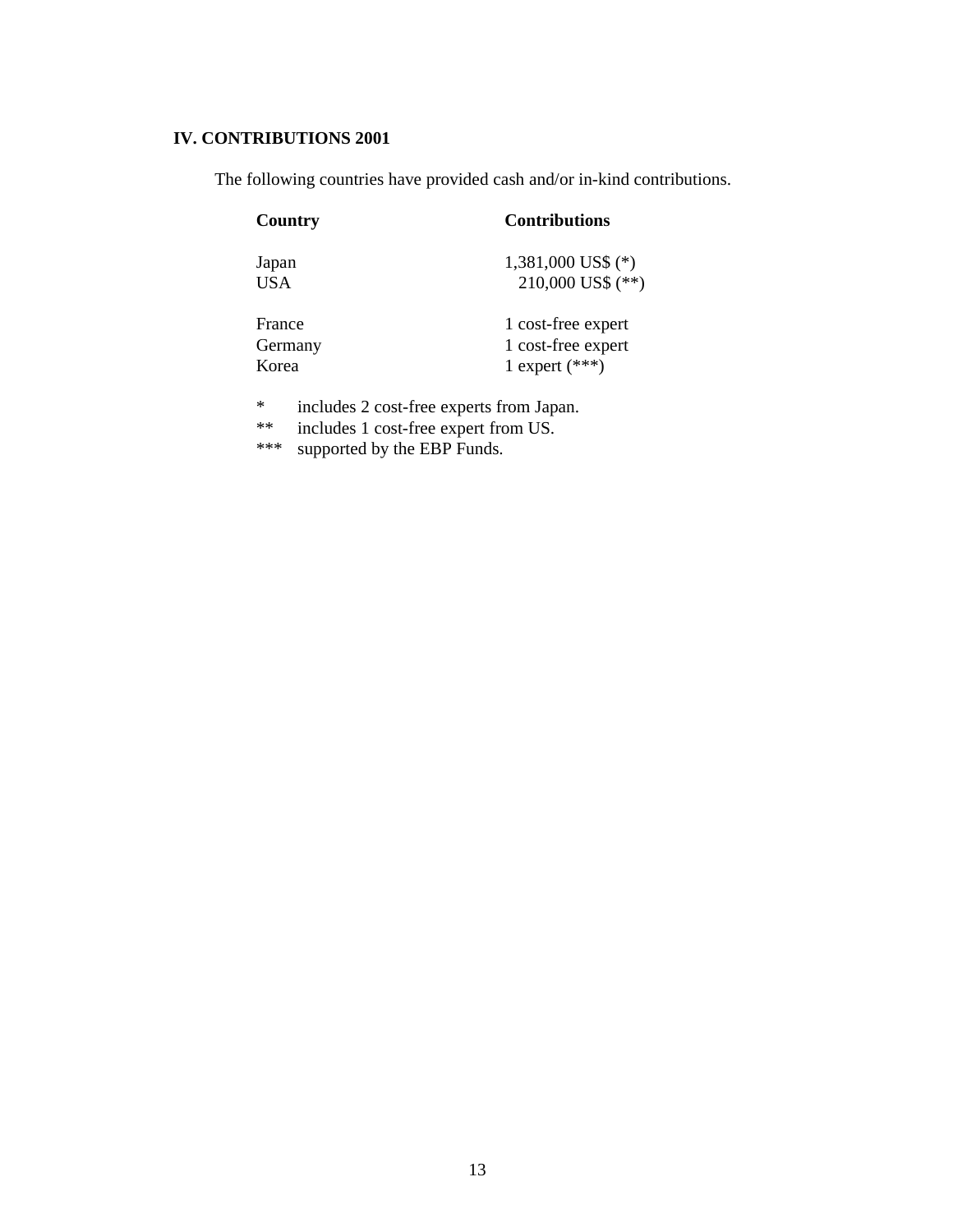## IV. CONTRIBUTIONS 2001

The following countries have provided cash and/or in-kind contributions.

| **Country** | **Contributions** |
|---|---|
| Japan | 1,381,000 US$ (*) |
| USA | 210,000 US$ (**) |
| France | 1 cost-free expert |
| Germany | 1 cost-free expert |
| Korea | 1 expert (***) |

\* includes 2 cost-free experts from Japan.
** includes 1 cost-free expert from US.
*** supported by the EBP Funds.